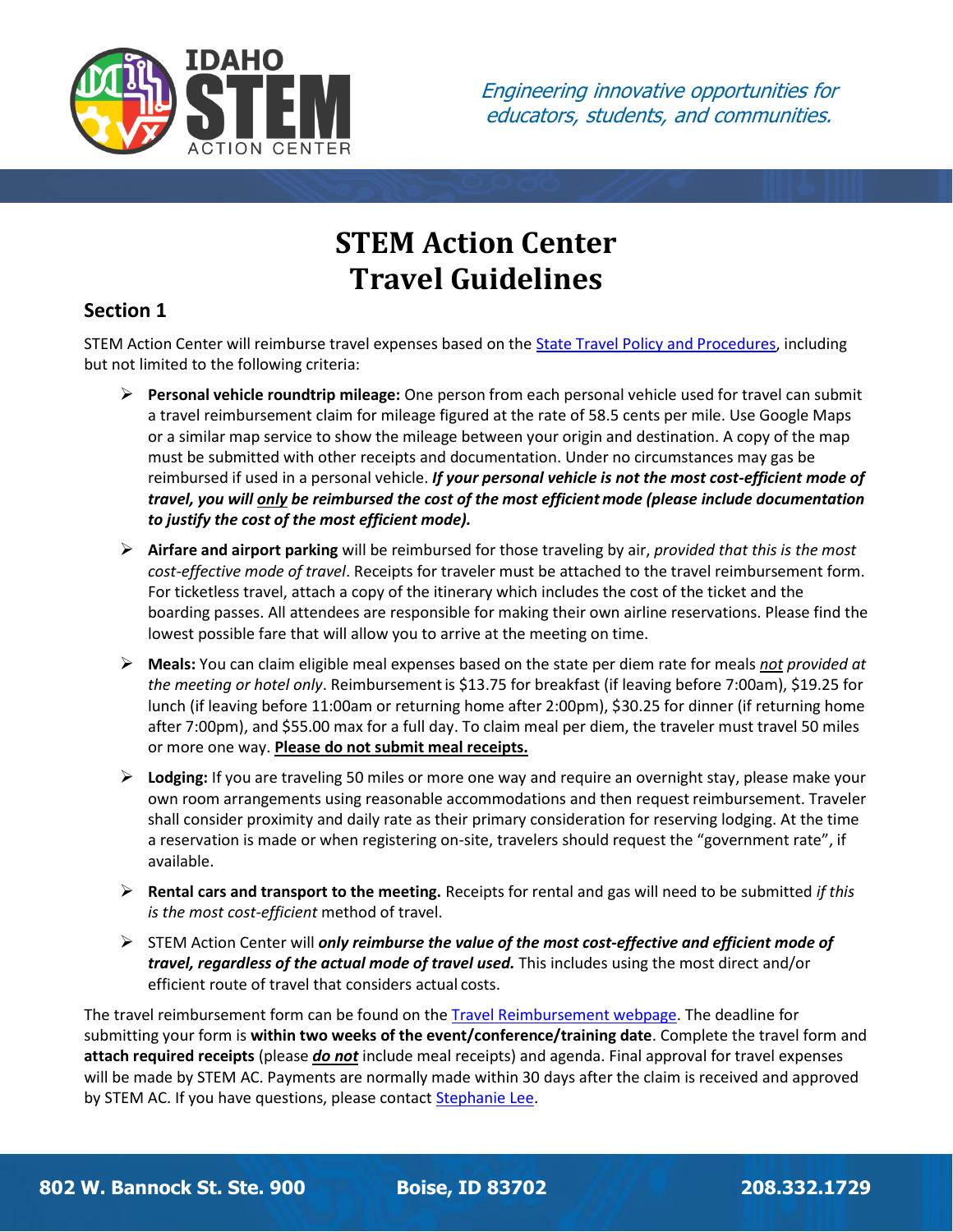IDAHO STEM ACTION CENTER

*Engineering innovative opportunities for educators, students, and communities.*

# STEM Action Center Travel Guidelines

## Section 1

STEM Action Center will reimburse travel expenses based on the State Travel Policy and Procedures, including but not limited to the following criteria:

- **Personal vehicle roundtrip mileage:** One person from each personal vehicle used for travel can submit a travel reimbursement claim for mileage figured at the rate of 58.5 cents per mile. Use Google Maps or a similar map service to show the mileage between your origin and destination. A copy of the map must be submitted with other receipts and documentation. Under no circumstances may gas be reimbursed if used in a personal vehicle. ***If your personal vehicle is not the most cost-efficient mode of travel, you will <u>only</u> be reimbursed the cost of the most efficient mode (please include documentation to justify the cost of the most efficient mode).***
- **Airfare and airport parking** will be reimbursed for those traveling by air, *provided that this is the most cost-effective mode of travel*. Receipts for traveler must be attached to the travel reimbursement form. For ticketless travel, attach a copy of the itinerary which includes the cost of the ticket and the boarding passes. All attendees are responsible for making their own airline reservations. Please find the lowest possible fare that will allow you to arrive at the meeting on time.
- **Meals:** You can claim eligible meal expenses based on the state per diem rate for meals *<u>not</u> provided at the meeting or hotel only*. Reimbursement is $13.75 for breakfast (if leaving before 7:00am), $19.25 for lunch (if leaving before 11:00am or returning home after 2:00pm), $30.25 for dinner (if returning home after 7:00pm), and $55.00 max for a full day. To claim meal per diem, the traveler must travel 50 miles or more one way. **<u>Please do not submit meal receipts.</u>**
- **Lodging:** If you are traveling 50 miles or more one way and require an overnight stay, please make your own room arrangements using reasonable accommodations and then request reimbursement. Traveler shall consider proximity and daily rate as their primary consideration for reserving lodging. At the time a reservation is made or when registering on-site, travelers should request the "government rate", if available.
- **Rental cars and transport to the meeting.** Receipts for rental and gas will need to be submitted *if this is the most cost-efficient* method of travel.
- STEM Action Center will ***only reimburse the value of the most cost-effective and efficient mode of travel, regardless of the actual mode of travel used.*** This includes using the most direct and/or efficient route of travel that considers actual costs.

The travel reimbursement form can be found on the Travel Reimbursement webpage. The deadline for submitting your form is **within two weeks of the event/conference/training date**. Complete the travel form and **attach required receipts** (please ***<u>do not</u>*** include meal receipts) and agenda. Final approval for travel expenses will be made by STEM AC. Payments are normally made within 30 days after the claim is received and approved by STEM AC. If you have questions, please contact Stephanie Lee.

802 W. Bannock St. Ste. 900 Boise, ID 83702 208.332.1729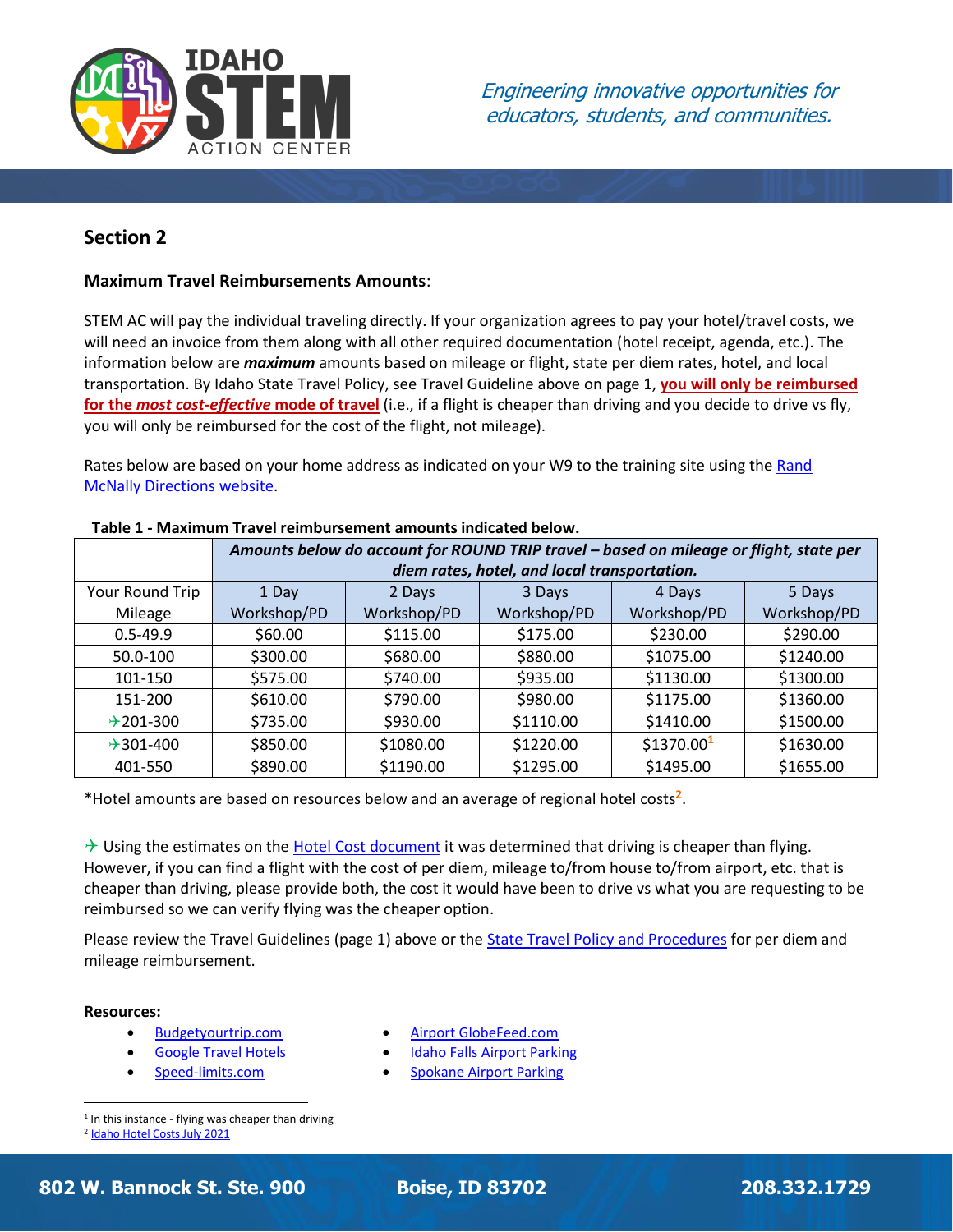## Section 2

**Maximum Travel Reimbursements Amounts**:

STEM AC will pay the individual traveling directly. If your organization agrees to pay your hotel/travel costs, we will need an invoice from them along with all other required documentation (hotel receipt, agenda, etc.). The information below are ***maximum*** amounts based on mileage or flight, state per diem rates, hotel, and local transportation. By Idaho State Travel Policy, see Travel Guideline above on page 1, **you will only be reimbursed for the *most cost-effective* mode of travel** (i.e., if a flight is cheaper than driving and you decide to drive vs fly, you will only be reimbursed for the cost of the flight, not mileage).

Rates below are based on your home address as indicated on your W9 to the training site using the Rand McNally Directions website.

**Table 1 - Maximum Travel reimbursement amounts indicated below.**

| | ***Amounts below do account for ROUND TRIP travel – based on mileage or flight, state per diem rates, hotel, and local transportation.*** | | | | |
|---|---|---|---|---|---|
| Your Round Trip Mileage | 1 Day Workshop/PD | 2 Days Workshop/PD | 3 Days Workshop/PD | 4 Days Workshop/PD | 5 Days Workshop/PD |
| 0.5-49.9 | $60.00 | $115.00 | $175.00 | $230.00 | $290.00 |
| 50.0-100 | $300.00 | $680.00 | $880.00 | $1075.00 | $1240.00 |
| 101-150 | $575.00 | $740.00 | $935.00 | $1130.00 | $1300.00 |
| 151-200 | $610.00 | $790.00 | $980.00 | $1175.00 | $1360.00 |
| ✈201-300 | $735.00 | $930.00 | $1110.00 | $1410.00 | $1500.00 |
| ✈301-400 | $850.00 | $1080.00 | $1220.00 | $1370.00[1] | $1630.00 |
| 401-550 | $890.00 | $1190.00 | $1295.00 | $1495.00 | $1655.00 |

*Hotel amounts are based on resources below and an average of regional hotel costs[2].

✈ Using the estimates on the Hotel Cost document it was determined that driving is cheaper than flying. However, if you can find a flight with the cost of per diem, mileage to/from house to/from airport, etc. that is cheaper than driving, please provide both, the cost it would have been to drive vs what you are requesting to be reimbursed so we can verify flying was the cheaper option.

Please review the Travel Guidelines (page 1) above or the State Travel Policy and Procedures for per diem and mileage reimbursement.

**Resources:**

- Budgetyourtrip.com
- Google Travel Hotels
- Speed-limits.com
- Airport GlobeFeed.com
- Idaho Falls Airport Parking
- Spokane Airport Parking

[1] In this instance - flying was cheaper than driving

[2] Idaho Hotel Costs July 2021